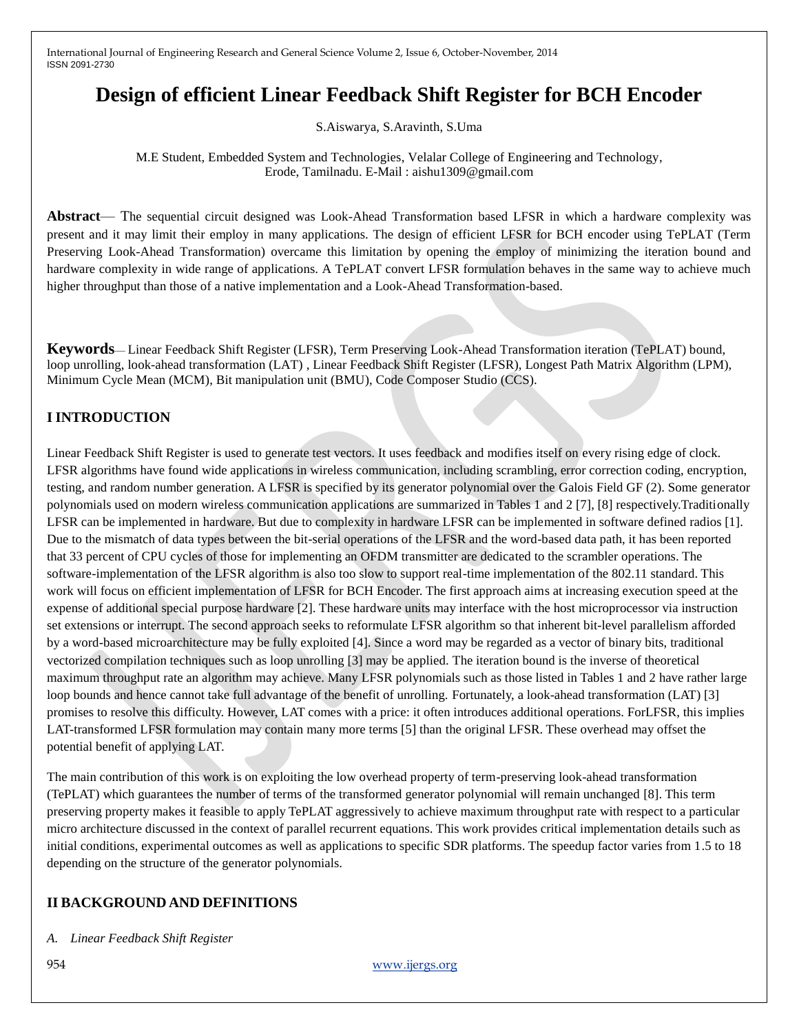# Design of efficient Linear Feedback Shift Register for BCH Encoder

S.Aiswarya, S.Aravinth, S.Uma

M.E Student, Embedded System and Technologies, Velalar College of Engineering and Technology, Erode, Tamilnadu. E-Mail : aishu1309@gmail.com

**Abstract**— The sequential circuit designed was Look-Ahead Transformation based LFSR in which a hardware complexity was present and it may limit their employ in many applications. The design of efficient LFSR for BCH encoder using TePLAT (Term Preserving Look-Ahead Transformation) overcame this limitation by opening the employ of minimizing the iteration bound and hardware complexity in wide range of applications. A TePLAT convert LFSR formulation behaves in the same way to achieve much higher throughput than those of a native implementation and a Look-Ahead Transformation-based.

**Keywords**— Linear Feedback Shift Register (LFSR), Term Preserving Look-Ahead Transformation iteration (TePLAT) bound, loop unrolling, look-ahead transformation (LAT) , Linear Feedback Shift Register (LFSR), Longest Path Matrix Algorithm (LPM), Minimum Cycle Mean (MCM), Bit manipulation unit (BMU), Code Composer Studio (CCS).

## I INTRODUCTION

Linear Feedback Shift Register is used to generate test vectors. It uses feedback and modifies itself on every rising edge of clock. LFSR algorithms have found wide applications in wireless communication, including scrambling, error correction coding, encryption, testing, and random number generation. A LFSR is specified by its generator polynomial over the Galois Field GF (2). Some generator polynomials used on modern wireless communication applications are summarized in Tables 1 and 2 [7], [8] respectively.Traditionally LFSR can be implemented in hardware. But due to complexity in hardware LFSR can be implemented in software defined radios [1]. Due to the mismatch of data types between the bit-serial operations of the LFSR and the word-based data path, it has been reported that 33 percent of CPU cycles of those for implementing an OFDM transmitter are dedicated to the scrambler operations. The software-implementation of the LFSR algorithm is also too slow to support real-time implementation of the 802.11 standard. This work will focus on efficient implementation of LFSR for BCH Encoder. The first approach aims at increasing execution speed at the expense of additional special purpose hardware [2]. These hardware units may interface with the host microprocessor via instruction set extensions or interrupt. The second approach seeks to reformulate LFSR algorithm so that inherent bit-level parallelism afforded by a word-based microarchitecture may be fully exploited [4]. Since a word may be regarded as a vector of binary bits, traditional vectorized compilation techniques such as loop unrolling [3] may be applied. The iteration bound is the inverse of theoretical maximum throughput rate an algorithm may achieve. Many LFSR polynomials such as those listed in Tables 1 and 2 have rather large loop bounds and hence cannot take full advantage of the benefit of unrolling. Fortunately, a look-ahead transformation (LAT) [3] promises to resolve this difficulty. However, LAT comes with a price: it often introduces additional operations. ForLFSR, this implies LAT-transformed LFSR formulation may contain many more terms [5] than the original LFSR. These overhead may offset the potential benefit of applying LAT.

The main contribution of this work is on exploiting the low overhead property of term-preserving look-ahead transformation (TePLAT) which guarantees the number of terms of the transformed generator polynomial will remain unchanged [8]. This term preserving property makes it feasible to apply TePLAT aggressively to achieve maximum throughput rate with respect to a particular micro architecture discussed in the context of parallel recurrent equations. This work provides critical implementation details such as initial conditions, experimental outcomes as well as applications to specific SDR platforms. The speedup factor varies from 1.5 to 18 depending on the structure of the generator polynomials.

## II BACKGROUND AND DEFINITIONS

*A. Linear Feedback Shift Register*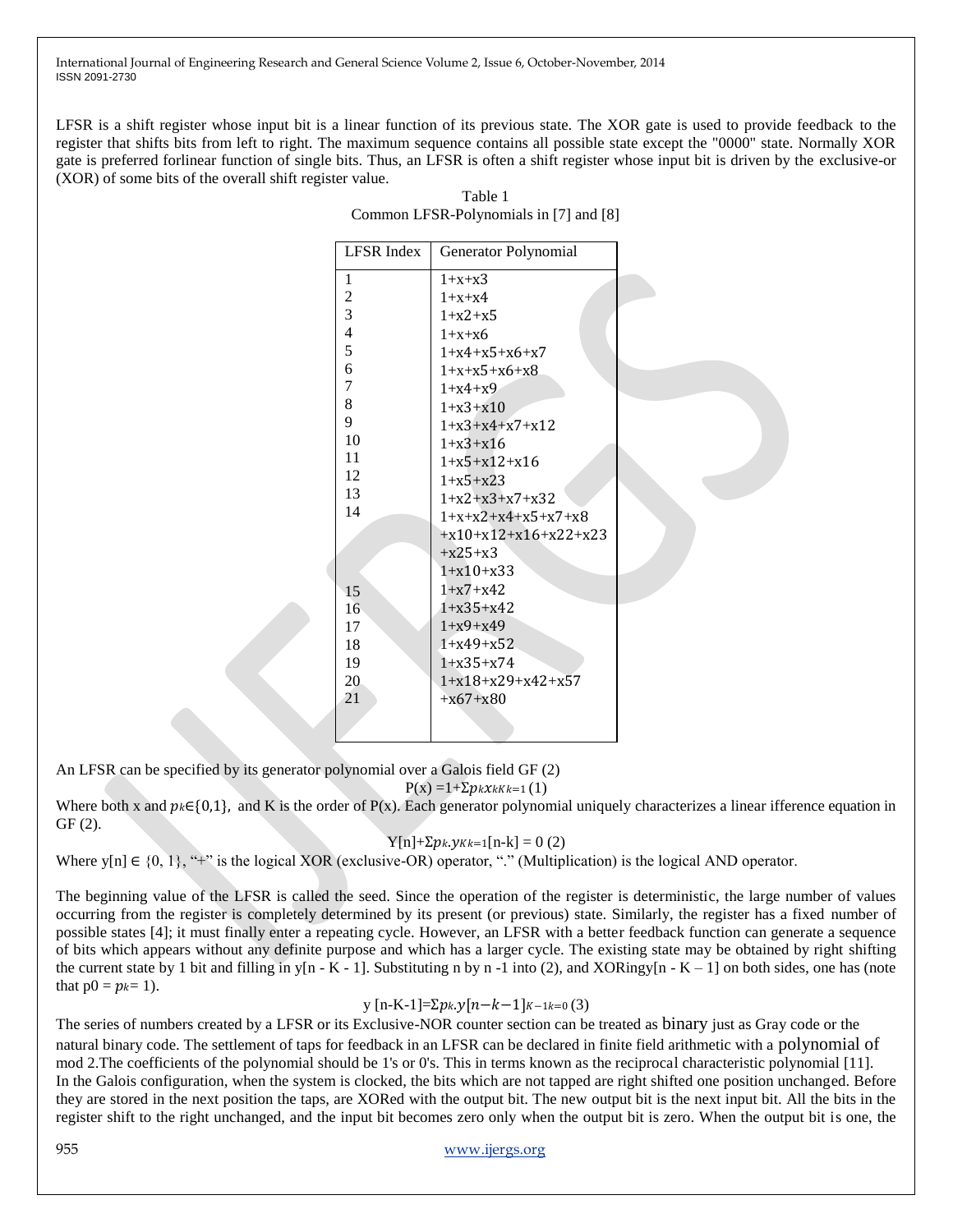LFSR is a shift register whose input bit is a linear function of its previous state. The XOR gate is used to provide feedback to the register that shifts bits from left to right. The maximum sequence contains all possible state except the "0000" state. Normally XOR gate is preferred forlinear function of single bits. Thus, an LFSR is often a shift register whose input bit is driven by the exclusive-or (XOR) of some bits of the overall shift register value.

Table 1
Common LFSR-Polynomials in [7] and [8]

| LFSR Index | Generator Polynomial |
|---|---|
| 1 | 1+x+x3 |
| 2 | 1+x+x4 |
| 3 | 1+x2+x5 |
| 4 | 1+x+x6 |
| 5 | 1+x4+x5+x6+x7 |
| 6 | 1+x+x5+x6+x8 |
| 7 | 1+x4+x9 |
| 8 | 1+x3+x10 |
| 9 | 1+x3+x4+x7+x12 |
| 10 | 1+x3+x16 |
| 11 | 1+x5+x12+x16 |
| 12 | 1+x5+x23 |
| 13 | 1+x2+x3+x7+x32 |
| 14 | 1+x+x2+x4+x5+x7+x8 +x10+x12+x16+x22+x23 +x25+x3 |
| | 1+x10+x33 |
| 15 | 1+x7+x42 |
| 16 | 1+x35+x42 |
| 17 | 1+x9+x49 |
| 18 | 1+x49+x52 |
| 19 | 1+x35+x74 |
| 20 | 1+x18+x29+x42+x57 |
| 21 | +x67+x80 |

An LFSR can be specified by its generator polynomial over a Galois field GF (2)

$$P(x) = 1 + \sum_{k=1}^{K} p_k x^k \quad (1)$$

Where both x and $p_k \in \{0,1\}$, and K is the order of P(x). Each generator polynomial uniquely characterizes a linear ifference equation in GF (2).

$$Y[n] + \sum_{k=1}^{K} p_k . y[n-k] = 0 \quad (2)$$

Where y[n] ∈ {0, 1}, "+" is the logical XOR (exclusive-OR) operator, "." (Multiplication) is the logical AND operator.

The beginning value of the LFSR is called the seed. Since the operation of the register is deterministic, the large number of values occurring from the register is completely determined by its present (or previous) state. Similarly, the register has a fixed number of possible states [4]; it must finally enter a repeating cycle. However, an LFSR with a better feedback function can generate a sequence of bits which appears without any definite purpose and which has a larger cycle. The existing state may be obtained by right shifting the current state by 1 bit and filling in y[n - K - 1]. Substituting n by n -1 into (2), and XORingy[n - K – 1] on both sides, one has (note that $p_0 = p_k = 1$).

$$y[n-K-1] = \sum_{k=0}^{K-1} p_k . y[n-k-1] \quad (3)$$

The series of numbers created by a LFSR or its Exclusive-NOR counter section can be treated as binary just as Gray code or the natural binary code. The settlement of taps for feedback in an LFSR can be declared in finite field arithmetic with a polynomial of mod 2.The coefficients of the polynomial should be 1's or 0's. This in terms known as the reciprocal characteristic polynomial [11].
In the Galois configuration, when the system is clocked, the bits which are not tapped are right shifted one position unchanged. Before they are stored in the next position the taps, are XORed with the output bit. The new output bit is the next input bit. All the bits in the register shift to the right unchanged, and the input bit becomes zero only when the output bit is zero. When the output bit is one, the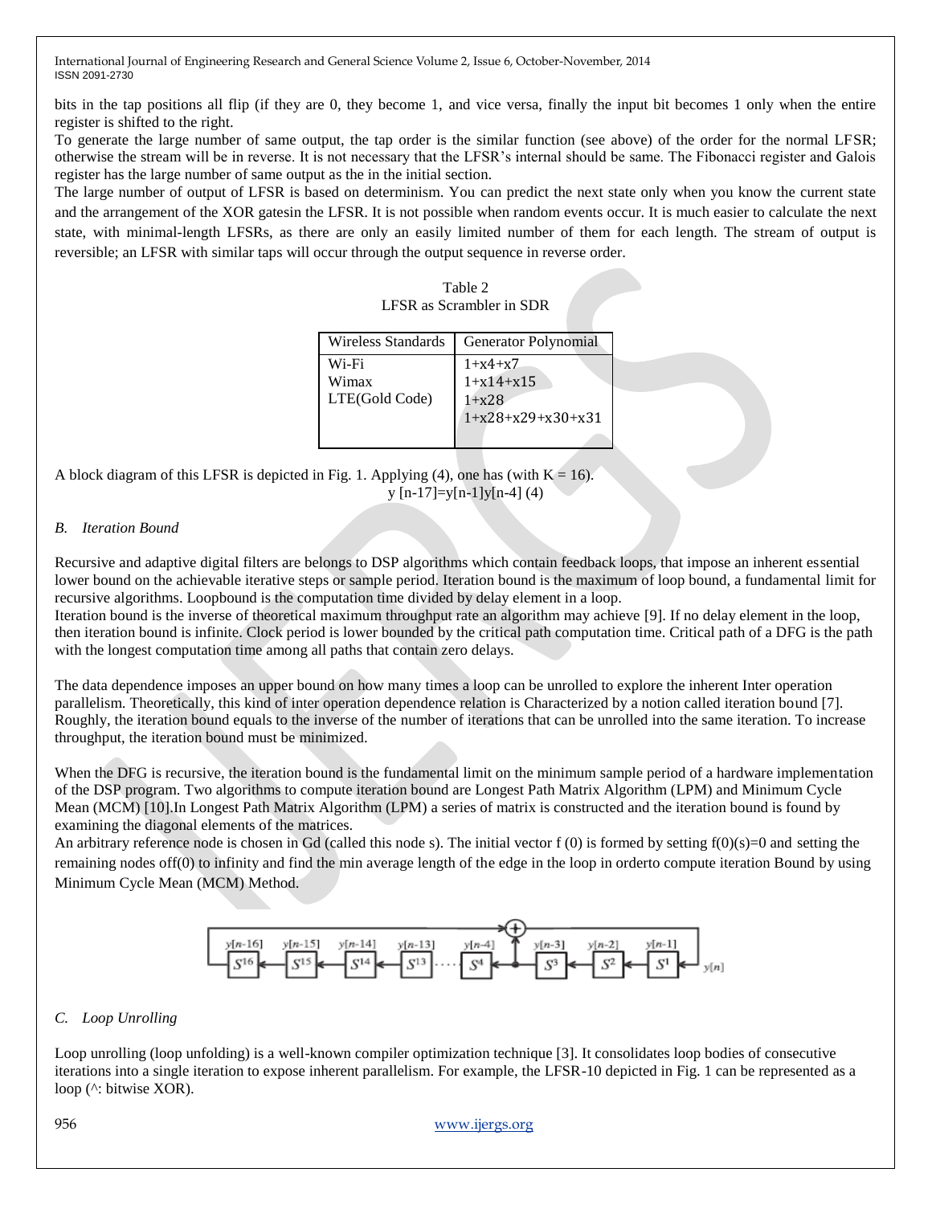bits in the tap positions all flip (if they are 0, they become 1, and vice versa, finally the input bit becomes 1 only when the entire register is shifted to the right.

To generate the large number of same output, the tap order is the similar function (see above) of the order for the normal LFSR; otherwise the stream will be in reverse. It is not necessary that the LFSR's internal should be same. The Fibonacci register and Galois register has the large number of same output as the in the initial section.

The large number of output of LFSR is based on determinism. You can predict the next state only when you know the current state and the arrangement of the XOR gatesin the LFSR. It is not possible when random events occur. It is much easier to calculate the next state, with minimal-length LFSRs, as there are only an easily limited number of them for each length. The stream of output is reversible; an LFSR with similar taps will occur through the output sequence in reverse order.

Table 2
LFSR as Scrambler in SDR

| Wireless Standards | Generator Polynomial |
| --- | --- |
| Wi-Fi<br>Wimax<br>LTE(Gold Code) | $1+x4+x7$<br>$1+x14+x15$<br>$1+x28$<br>$1+x28+x29+x30+x31$ |

A block diagram of this LFSR is depicted in Fig. 1. Applying (4), one has (with K = 16).

$$y [n-17]=y[n-1]y[n-4] \quad (4)$$

### *B. Iteration Bound*

Recursive and adaptive digital filters are belongs to DSP algorithms which contain feedback loops, that impose an inherent essential lower bound on the achievable iterative steps or sample period. Iteration bound is the maximum of loop bound, a fundamental limit for recursive algorithms. Loopbound is the computation time divided by delay element in a loop.

Iteration bound is the inverse of theoretical maximum throughput rate an algorithm may achieve [9]. If no delay element in the loop, then iteration bound is infinite. Clock period is lower bounded by the critical path computation time. Critical path of a DFG is the path with the longest computation time among all paths that contain zero delays.

The data dependence imposes an upper bound on how many times a loop can be unrolled to explore the inherent Inter operation parallelism. Theoretically, this kind of inter operation dependence relation is Characterized by a notion called iteration bound [7]. Roughly, the iteration bound equals to the inverse of the number of iterations that can be unrolled into the same iteration. To increase throughput, the iteration bound must be minimized.

When the DFG is recursive, the iteration bound is the fundamental limit on the minimum sample period of a hardware implementation of the DSP program. Two algorithms to compute iteration bound are Longest Path Matrix Algorithm (LPM) and Minimum Cycle Mean (MCM) [10].In Longest Path Matrix Algorithm (LPM) a series of matrix is constructed and the iteration bound is found by examining the diagonal elements of the matrices.

An arbitrary reference node is chosen in Gd (called this node s). The initial vector f (0) is formed by setting f(0)(s)=0 and setting the remaining nodes off(0) to infinity and find the min average length of the edge in the loop in orderto compute iteration Bound by using Minimum Cycle Mean (MCM) Method.

### *C. Loop Unrolling*

Loop unrolling (loop unfolding) is a well-known compiler optimization technique [3]. It consolidates loop bodies of consecutive iterations into a single iteration to expose inherent parallelism. For example, the LFSR-10 depicted in Fig. 1 can be represented as a loop (^: bitwise XOR).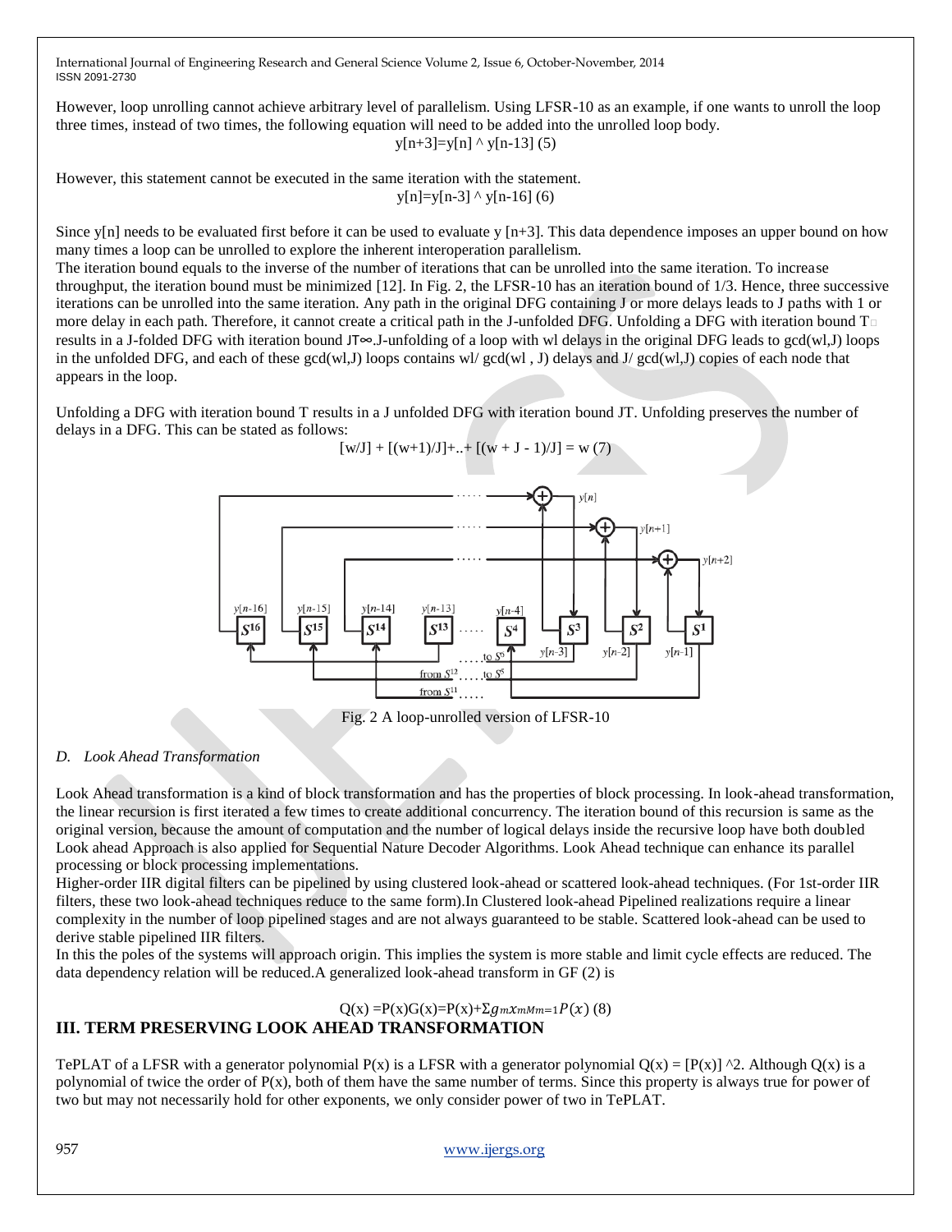However, loop unrolling cannot achieve arbitrary level of parallelism. Using LFSR-10 as an example, if one wants to unroll the loop three times, instead of two times, the following equation will need to be added into the unrolled loop body.

$$y[n+3]=y[n] \wedge y[n-13] \quad (5)$$

However, this statement cannot be executed in the same iteration with the statement.

$$y[n]=y[n-3] \wedge y[n-16] \quad (6)$$

Since y[n] needs to be evaluated first before it can be used to evaluate y [n+3]. This data dependence imposes an upper bound on how many times a loop can be unrolled to explore the inherent interoperation parallelism.

The iteration bound equals to the inverse of the number of iterations that can be unrolled into the same iteration. To increase throughput, the iteration bound must be minimized [12]. In Fig. 2, the LFSR-10 has an iteration bound of 1/3. Hence, three successive iterations can be unrolled into the same iteration. Any path in the original DFG containing J or more delays leads to J paths with 1 or more delay in each path. Therefore, it cannot create a critical path in the J-unfolded DFG. Unfolding a DFG with iteration bound $T_\infty$ results in a J-folded DFG with iteration bound $JT_\infty$.J-unfolding of a loop with wl delays in the original DFG leads to gcd(wl,J) loops in the unfolded DFG, and each of these gcd(wl,J) loops contains wl/ gcd(wl , J) delays and J/ gcd(wl,J) copies of each node that appears in the loop.

Unfolding a DFG with iteration bound T results in a J unfolded DFG with iteration bound JT. Unfolding preserves the number of delays in a DFG. This can be stated as follows:

$$[w/J] + [(w+1)/J]+..+ [(w + J - 1)/J] = w \quad (7)$$

Fig. 2 A loop-unrolled version of LFSR-10

*D. Look Ahead Transformation*

Look Ahead transformation is a kind of block transformation and has the properties of block processing. In look-ahead transformation, the linear recursion is first iterated a few times to create additional concurrency. The iteration bound of this recursion is same as the original version, because the amount of computation and the number of logical delays inside the recursive loop have both doubled Look ahead Approach is also applied for Sequential Nature Decoder Algorithms. Look Ahead technique can enhance its parallel processing or block processing implementations.

Higher-order IIR digital filters can be pipelined by using clustered look-ahead or scattered look-ahead techniques. (For 1st-order IIR filters, these two look-ahead techniques reduce to the same form).In Clustered look-ahead Pipelined realizations require a linear complexity in the number of loop pipelined stages and are not always guaranteed to be stable. Scattered look-ahead can be used to derive stable pipelined IIR filters.

In this the poles of the systems will approach origin. This implies the system is more stable and limit cycle effects are reduced. The data dependency relation will be reduced.A generalized look-ahead transform in GF (2) is

$$Q(x) = P(x)G(x) = P(x) + \sum_{m=1}^{M} g_m x^m P(x) \quad (8)$$

## III. TERM PRESERVING LOOK AHEAD TRANSFORMATION

TePLAT of a LFSR with a generator polynomial P(x) is a LFSR with a generator polynomial $Q(x) = [P(x)]^2$. Although Q(x) is a polynomial of twice the order of P(x), both of them have the same number of terms. Since this property is always true for power of two but may not necessarily hold for other exponents, we only consider power of two in TePLAT.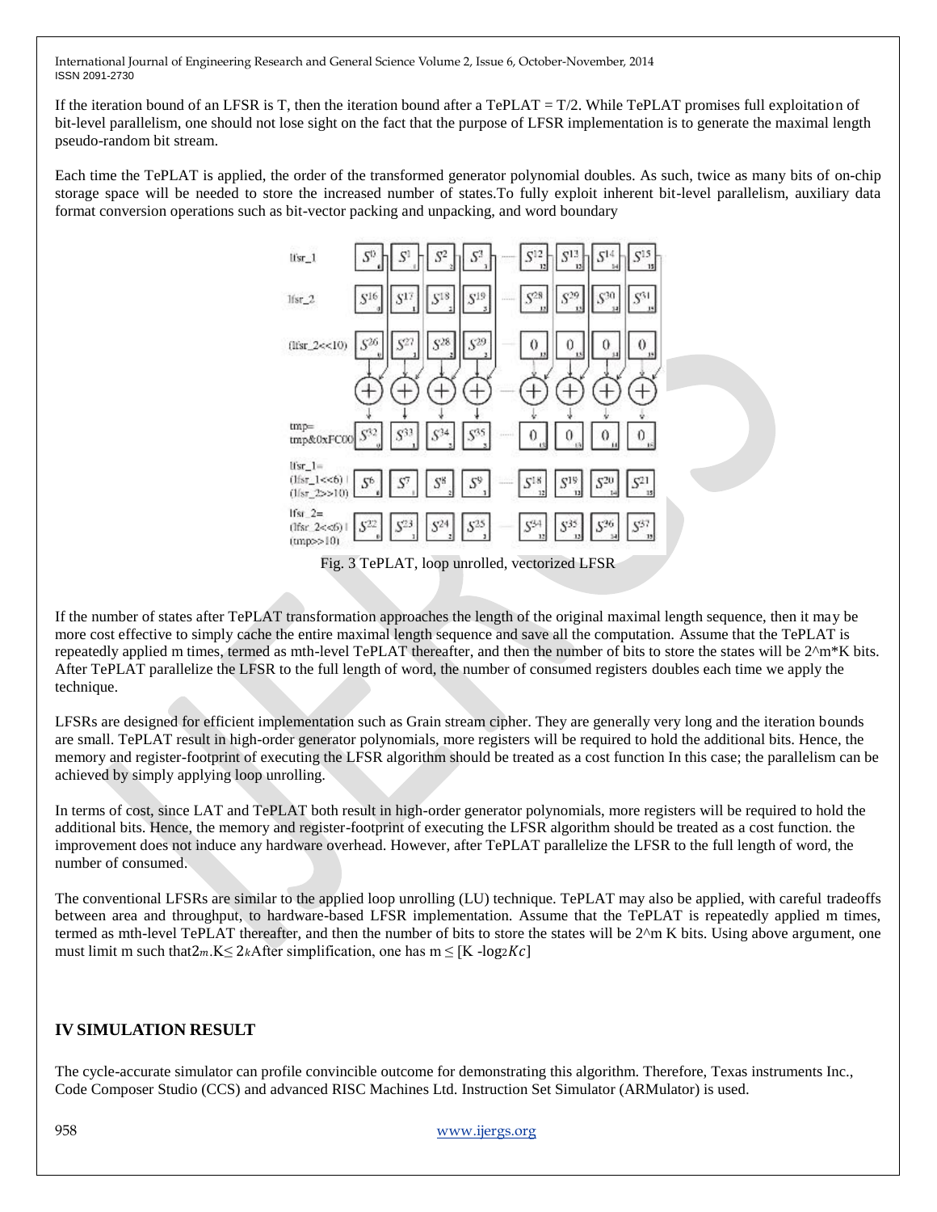If the iteration bound of an LFSR is T, then the iteration bound after a TePLAT = T/2. While TePLAT promises full exploitation of bit-level parallelism, one should not lose sight on the fact that the purpose of LFSR implementation is to generate the maximal length pseudo-random bit stream.

Each time the TePLAT is applied, the order of the transformed generator polynomial doubles. As such, twice as many bits of on-chip storage space will be needed to store the increased number of states.To fully exploit inherent bit-level parallelism, auxiliary data format conversion operations such as bit-vector packing and unpacking, and word boundary

Fig. 3 TePLAT, loop unrolled, vectorized LFSR

If the number of states after TePLAT transformation approaches the length of the original maximal length sequence, then it may be more cost effective to simply cache the entire maximal length sequence and save all the computation. Assume that the TePLAT is repeatedly applied m times, termed as mth-level TePLAT thereafter, and then the number of bits to store the states will be 2^m*K bits. After TePLAT parallelize the LFSR to the full length of word, the number of consumed registers doubles each time we apply the technique.

LFSRs are designed for efficient implementation such as Grain stream cipher. They are generally very long and the iteration bounds are small. TePLAT result in high-order generator polynomials, more registers will be required to hold the additional bits. Hence, the memory and register-footprint of executing the LFSR algorithm should be treated as a cost function In this case; the parallelism can be achieved by simply applying loop unrolling.

In terms of cost, since LAT and TePLAT both result in high-order generator polynomials, more registers will be required to hold the additional bits. Hence, the memory and register-footprint of executing the LFSR algorithm should be treated as a cost function. the improvement does not induce any hardware overhead. However, after TePLAT parallelize the LFSR to the full length of word, the number of consumed.

The conventional LFSRs are similar to the applied loop unrolling (LU) technique. TePLAT may also be applied, with careful tradeoffs between area and throughput, to hardware-based LFSR implementation. Assume that the TePLAT is repeatedly applied m times, termed as mth-level TePLAT thereafter, and then the number of bits to store the states will be 2^m K bits. Using above argument, one must limit m such that $2^m.K \leq 2^k$After simplification, one has $m \leq [K - \log_2 Kc]$

## IV SIMULATION RESULT

The cycle-accurate simulator can profile convincible outcome for demonstrating this algorithm. Therefore, Texas instruments Inc., Code Composer Studio (CCS) and advanced RISC Machines Ltd. Instruction Set Simulator (ARMulator) is used.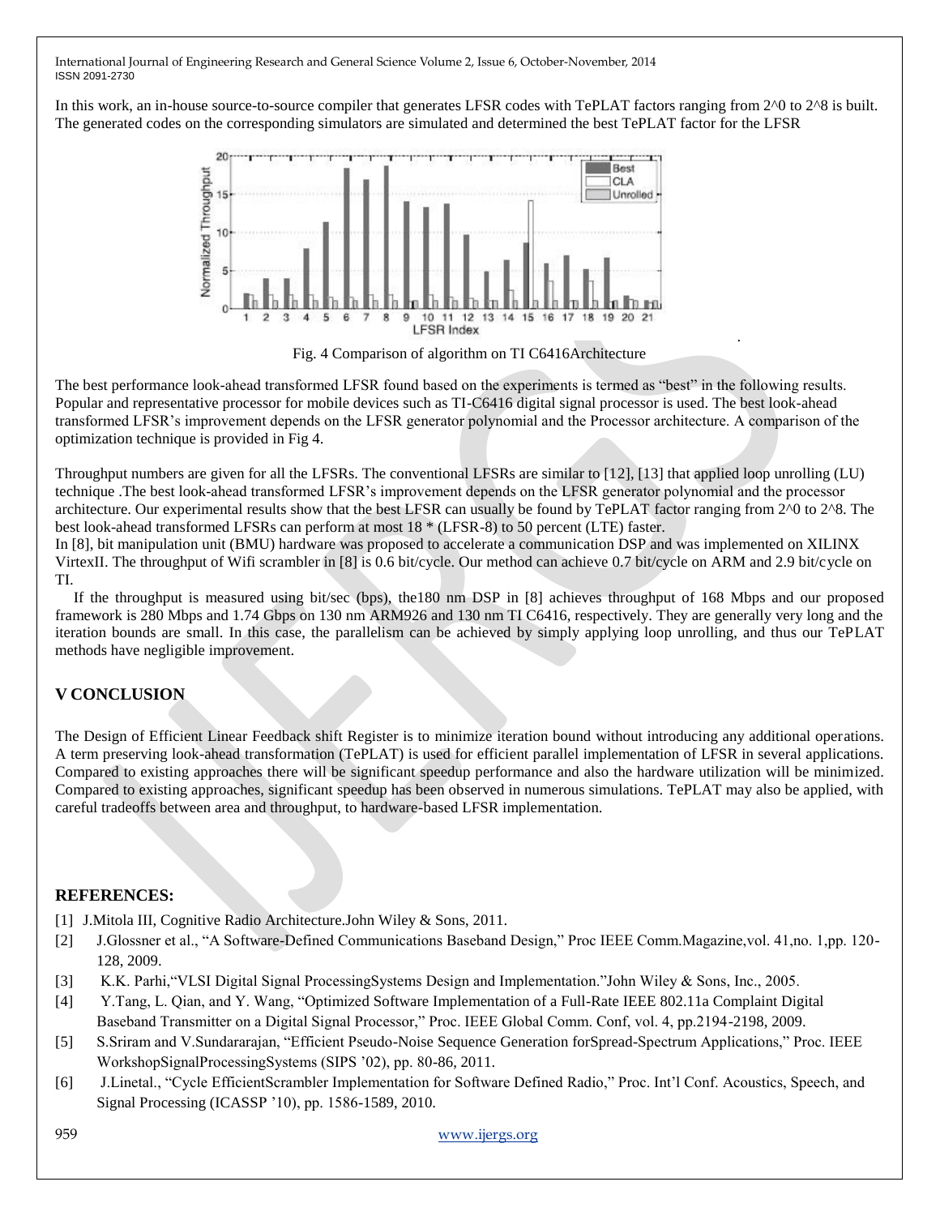In this work, an in-house source-to-source compiler that generates LFSR codes with TePLAT factors ranging from 2^0 to 2^8 is built. The generated codes on the corresponding simulators are simulated and determined the best TePLAT factor for the LFSR

Fig. 4 Comparison of algorithm on TI C6416Architecture

The best performance look-ahead transformed LFSR found based on the experiments is termed as "best" in the following results. Popular and representative processor for mobile devices such as TI-C6416 digital signal processor is used. The best look-ahead transformed LFSR's improvement depends on the LFSR generator polynomial and the Processor architecture. A comparison of the optimization technique is provided in Fig 4.

Throughput numbers are given for all the LFSRs. The conventional LFSRs are similar to [12], [13] that applied loop unrolling (LU) technique .The best look-ahead transformed LFSR's improvement depends on the LFSR generator polynomial and the processor architecture. Our experimental results show that the best LFSR can usually be found by TePLAT factor ranging from 2^0 to 2^8. The best look-ahead transformed LFSRs can perform at most 18 * (LFSR-8) to 50 percent (LTE) faster.

In [8], bit manipulation unit (BMU) hardware was proposed to accelerate a communication DSP and was implemented on XILINX VirtexII. The throughput of Wifi scrambler in [8] is 0.6 bit/cycle. Our method can achieve 0.7 bit/cycle on ARM and 2.9 bit/cycle on TI.

If the throughput is measured using bit/sec (bps), the180 nm DSP in [8] achieves throughput of 168 Mbps and our proposed framework is 280 Mbps and 1.74 Gbps on 130 nm ARM926 and 130 nm TI C6416, respectively. They are generally very long and the iteration bounds are small. In this case, the parallelism can be achieved by simply applying loop unrolling, and thus our TePLAT methods have negligible improvement.

## V CONCLUSION

The Design of Efficient Linear Feedback shift Register is to minimize iteration bound without introducing any additional operations. A term preserving look-ahead transformation (TePLAT) is used for efficient parallel implementation of LFSR in several applications. Compared to existing approaches there will be significant speedup performance and also the hardware utilization will be minimized. Compared to existing approaches, significant speedup has been observed in numerous simulations. TePLAT may also be applied, with careful tradeoffs between area and throughput, to hardware-based LFSR implementation.

## REFERENCES:

[1] J.Mitola III, Cognitive Radio Architecture.John Wiley & Sons, 2011.

[2] J.Glossner et al., "A Software-Defined Communications Baseband Design," Proc IEEE Comm.Magazine,vol. 41,no. 1,pp. 120-128, 2009.

[3] K.K. Parhi,"VLSI Digital Signal ProcessingSystems Design and Implementation."John Wiley & Sons, Inc., 2005.

[4] Y.Tang, L. Qian, and Y. Wang, "Optimized Software Implementation of a Full-Rate IEEE 802.11a Complaint Digital Baseband Transmitter on a Digital Signal Processor," Proc. IEEE Global Comm. Conf, vol. 4, pp.2194-2198, 2009.

[5] S.Sriram and V.Sundararajan, "Efficient Pseudo-Noise Sequence Generation forSpread-Spectrum Applications," Proc. IEEE WorkshopSignalProcessingSystems (SIPS '02), pp. 80-86, 2011.

[6] J.Linetal., "Cycle EfficientScrambler Implementation for Software Defined Radio," Proc. Int'l Conf. Acoustics, Speech, and Signal Processing (ICASSP '10), pp. 1586-1589, 2010.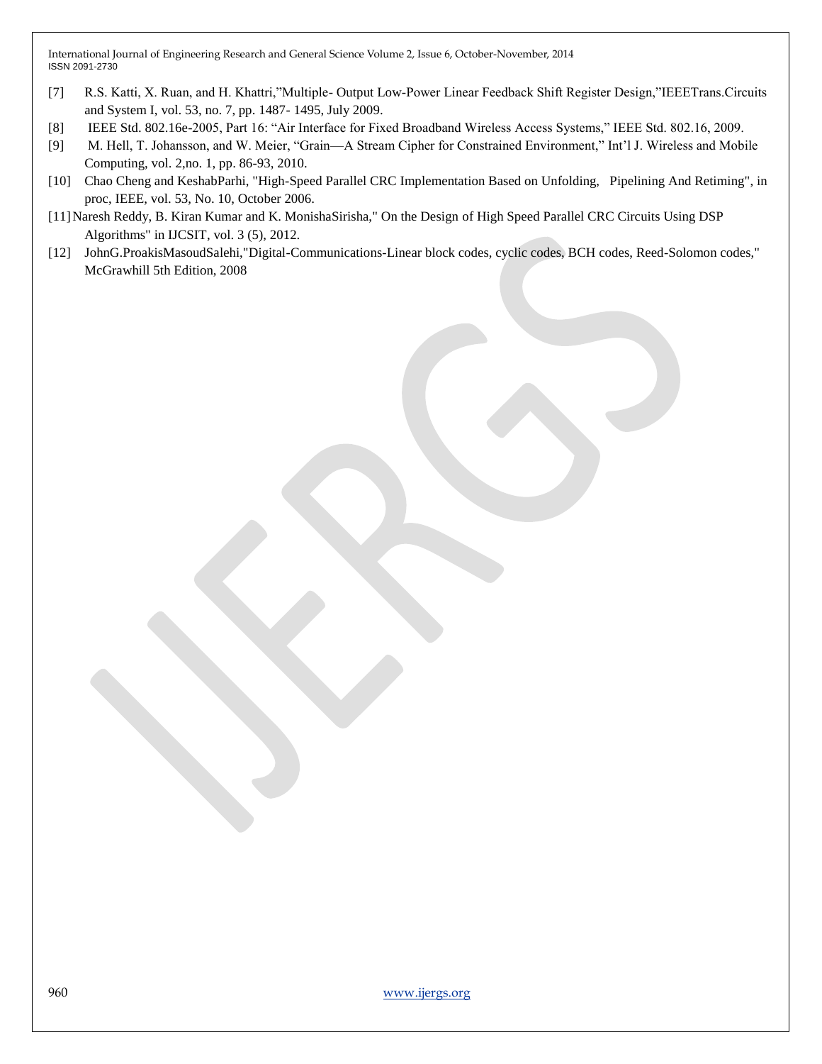[7] R.S. Katti, X. Ruan, and H. Khattri,"Multiple- Output Low-Power Linear Feedback Shift Register Design,"IEEETrans.Circuits and System I, vol. 53, no. 7, pp. 1487- 1495, July 2009.

[8] IEEE Std. 802.16e-2005, Part 16: "Air Interface for Fixed Broadband Wireless Access Systems," IEEE Std. 802.16, 2009.

[9] M. Hell, T. Johansson, and W. Meier, "Grain—A Stream Cipher for Constrained Environment," Int'l J. Wireless and Mobile Computing, vol. 2,no. 1, pp. 86-93, 2010.

[10] Chao Cheng and KeshabParhi, "High-Speed Parallel CRC Implementation Based on Unfolding, Pipelining And Retiming", in proc, IEEE, vol. 53, No. 10, October 2006.

[11] Naresh Reddy, B. Kiran Kumar and K. MonishaSirisha," On the Design of High Speed Parallel CRC Circuits Using DSP Algorithms" in IJCSIT, vol. 3 (5), 2012.

[12] JohnG.ProakisMasoudSalehi,"Digital-Communications-Linear block codes, cyclic codes, BCH codes, Reed-Solomon codes," McGrawhill 5th Edition, 2008